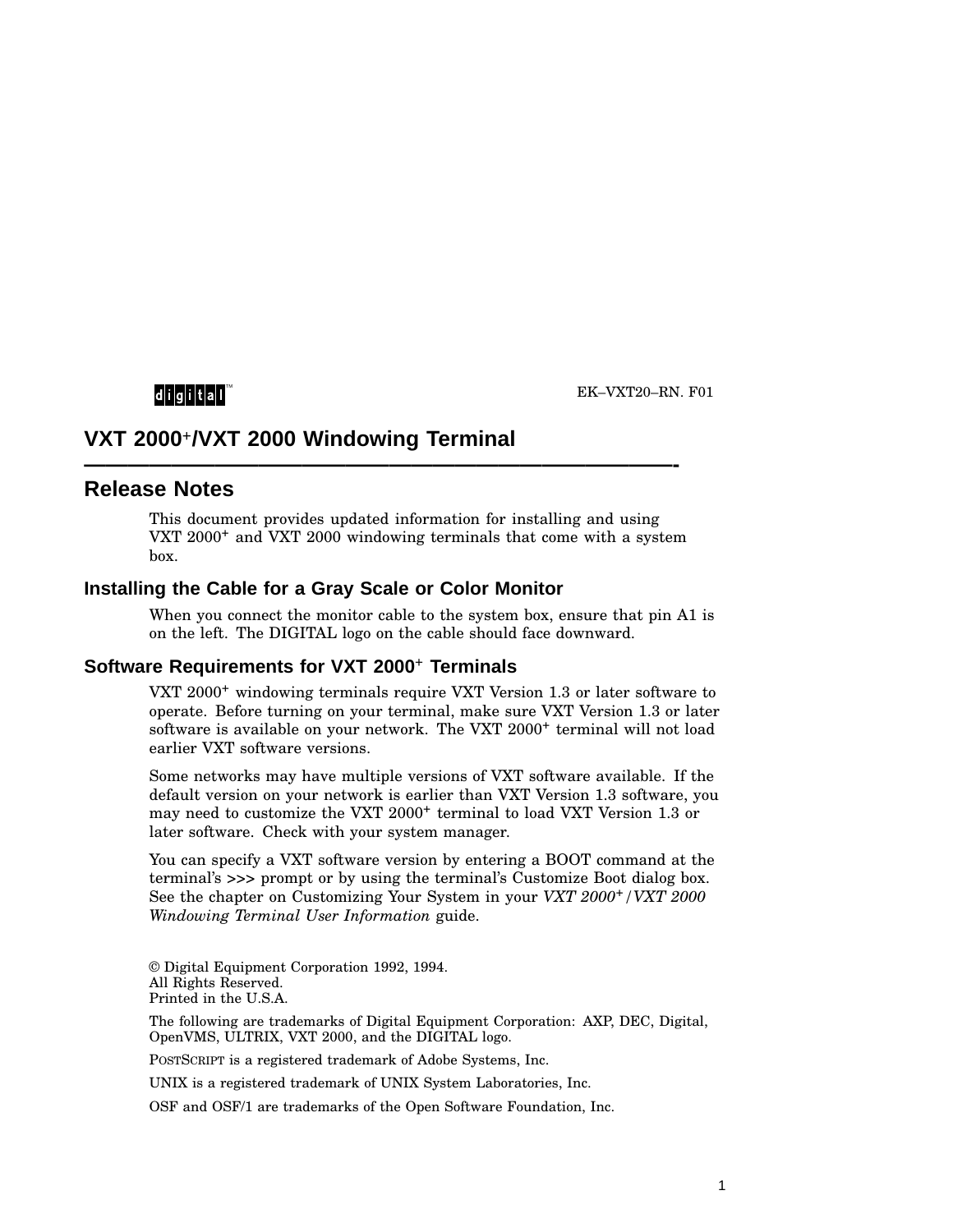EK–VXT20–RN. F01

# VXT 2000$^{+}$/VXT 2000 Windowing Terminal

## Release Notes

This document provides updated information for installing and using VXT 2000$^{+}$ and VXT 2000 windowing terminals that come with a system box.

### Installing the Cable for a Gray Scale or Color Monitor

When you connect the monitor cable to the system box, ensure that pin A1 is on the left. The DIGITAL logo on the cable should face downward.

### Software Requirements for VXT 2000$^{+}$ Terminals

VXT 2000$^{+}$ windowing terminals require VXT Version 1.3 or later software to operate. Before turning on your terminal, make sure VXT Version 1.3 or later software is available on your network. The VXT 2000$^{+}$ terminal will not load earlier VXT software versions.

Some networks may have multiple versions of VXT software available. If the default version on your network is earlier than VXT Version 1.3 software, you may need to customize the VXT 2000$^{+}$ terminal to load VXT Version 1.3 or later software. Check with your system manager.

You can specify a VXT software version by entering a BOOT command at the terminal's >>> prompt or by using the terminal's Customize Boot dialog box. See the chapter on Customizing Your System in your *VXT 2000$^{+}$/VXT 2000 Windowing Terminal User Information* guide.

© Digital Equipment Corporation 1992, 1994.
All Rights Reserved.
Printed in the U.S.A.

The following are trademarks of Digital Equipment Corporation: AXP, DEC, Digital, OpenVMS, ULTRIX, VXT 2000, and the DIGITAL logo.

POSTSCRIPT is a registered trademark of Adobe Systems, Inc.

UNIX is a registered trademark of UNIX System Laboratories, Inc.

OSF and OSF/1 are trademarks of the Open Software Foundation, Inc.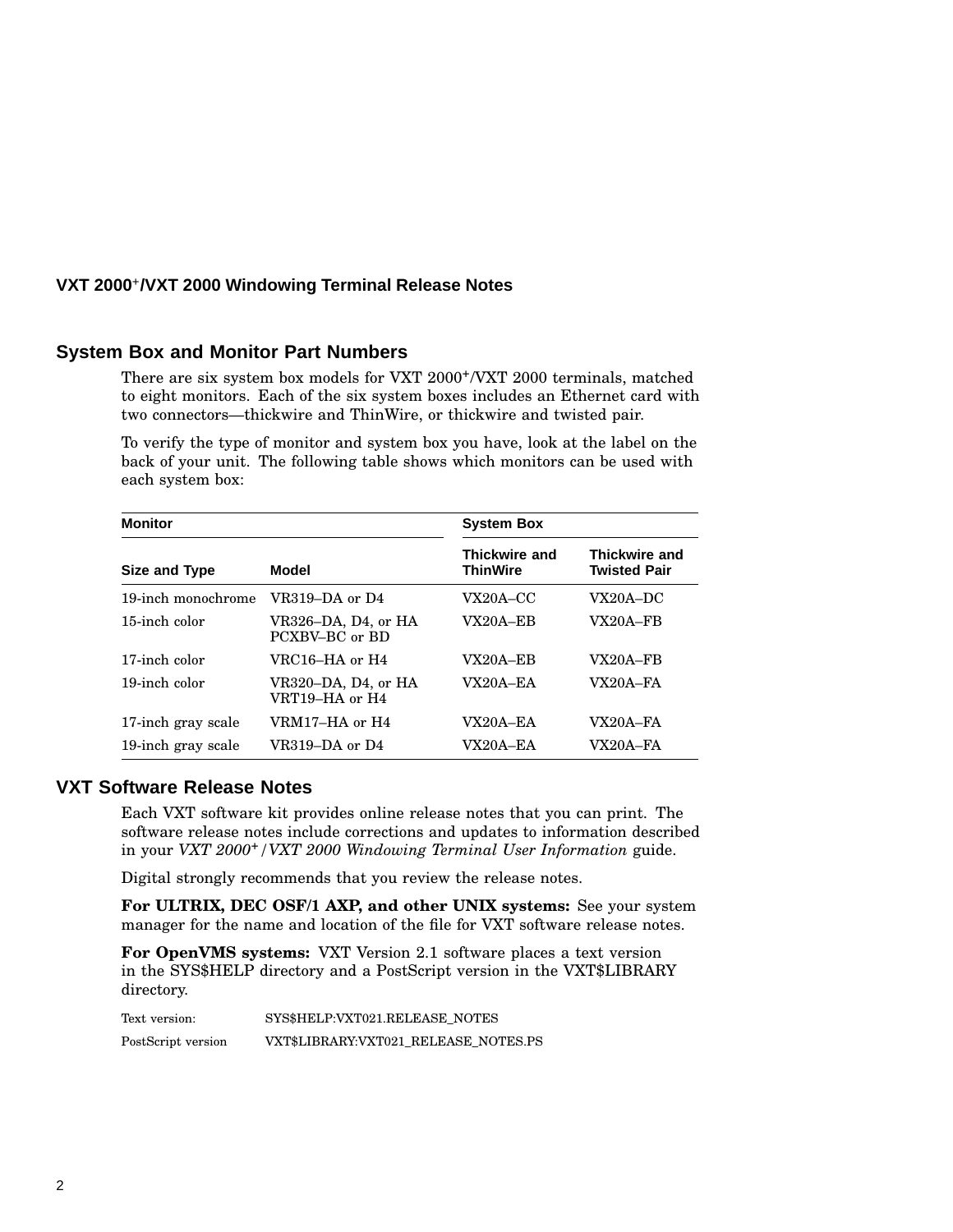# VXT 2000+/VXT 2000 Windowing Terminal Release Notes

## System Box and Monitor Part Numbers

There are six system box models for VXT 2000+/VXT 2000 terminals, matched to eight monitors. Each of the six system boxes includes an Ethernet card with two connectors—thickwire and ThinWire, or thickwire and twisted pair.

To verify the type of monitor and system box you have, look at the label on the back of your unit. The following table shows which monitors can be used with each system box:

| Monitor | | System Box | |
|---|---|---|---|
| Size and Type | Model | Thickwire and ThinWire | Thickwire and Twisted Pair |
| 19-inch monochrome | VR319–DA or D4 | VX20A–CC | VX20A–DC |
| 15-inch color | VR326–DA, D4, or HA PCXBV–BC or BD | VX20A–EB | VX20A–FB |
| 17-inch color | VRC16–HA or H4 | VX20A–EB | VX20A–FB |
| 19-inch color | VR320–DA, D4, or HA VRT19–HA or H4 | VX20A–EA | VX20A–FA |
| 17-inch gray scale | VRM17–HA or H4 | VX20A–EA | VX20A–FA |
| 19-inch gray scale | VR319–DA or D4 | VX20A–EA | VX20A–FA |

## VXT Software Release Notes

Each VXT software kit provides online release notes that you can print. The software release notes include corrections and updates to information described in your *VXT 2000+/VXT 2000 Windowing Terminal User Information* guide.

Digital strongly recommends that you review the release notes.

**For ULTRIX, DEC OSF/1 AXP, and other UNIX systems:** See your system manager for the name and location of the file for VXT software release notes.

**For OpenVMS systems:** VXT Version 2.1 software places a text version in the SYS$HELP directory and a PostScript version in the VXT$LIBRARY directory.

| | |
|---|---|
| Text version: | SYS$HELP:VXT021.RELEASE_NOTES |
| PostScript version | VXT$LIBRARY:VXT021_RELEASE_NOTES.PS |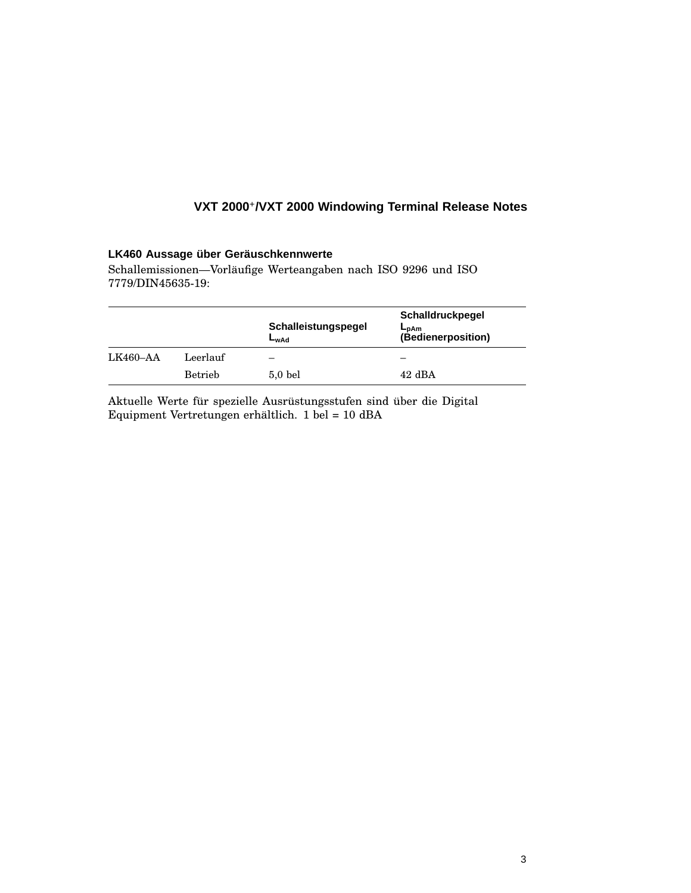# VXT 2000+/VXT 2000 Windowing Terminal Release Notes

### LK460 Aussage über Geräuschkennwerte

Schallemissionen—Vorläufige Werteangaben nach ISO 9296 und ISO 7779/DIN45635-19:

| | | Schalleistungspegel $L_{wAd}$ | Schalldruckpegel $L_{pAm}$ (Bedienerposition) |
|---|---|---|---|
| LK460–AA | Leerlauf | – | – |
| | Betrieb | 5,0 bel | 42 dBA |

Aktuelle Werte für spezielle Ausrüstungsstufen sind über die Digital Equipment Vertretungen erhältlich. 1 bel = 10 dBA